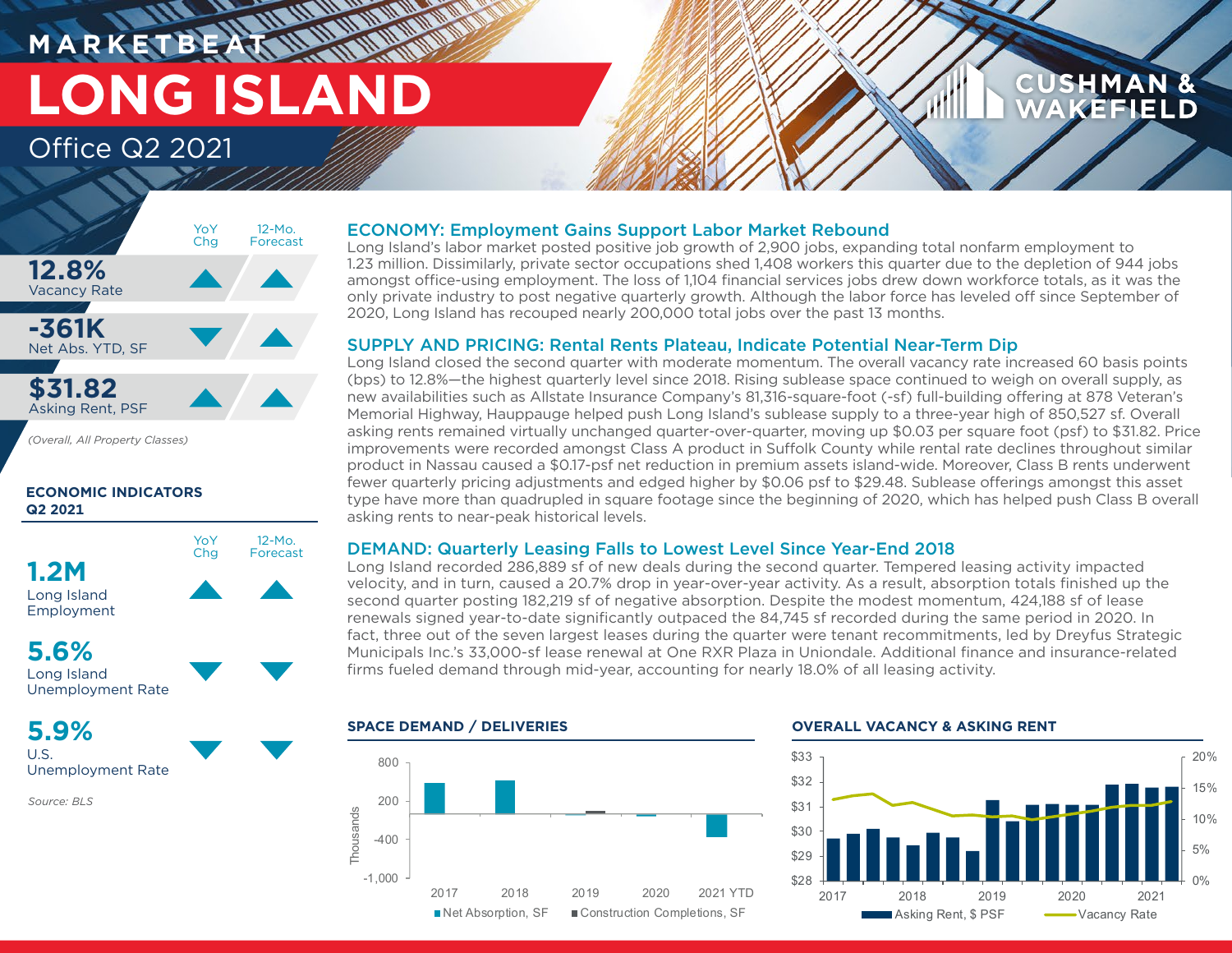MARKETBEAT

# LONG ISLAND

Office Q2 2021

| | YoY Chg | 12-Mo. Forecast |
|---|---|---|
| **12.8%** Vacancy Rate | ▲ | ▲ |
| **-361K** Net Abs. YTD, SF | ▼ | ▲ |
| **$31.82** Asking Rent, PSF | ▲ | ▲ |

*(Overall, All Property Classes)*

**ECONOMIC INDICATORS Q2 2021**

| | YoY Chg | 12-Mo. Forecast |
|---|---|---|
| **1.2M** Long Island Employment | ▲ | ▲ |
| **5.6%** Long Island Unemployment Rate | ▼ | ▼ |
| **5.9%** U.S. Unemployment Rate | ▼ | ▼ |

*Source: BLS*

## ECONOMY: Employment Gains Support Labor Market Rebound

Long Island's labor market posted positive job growth of 2,900 jobs, expanding total nonfarm employment to 1.23 million. Dissimilarly, private sector occupations shed 1,408 workers this quarter due to the depletion of 944 jobs amongst office-using employment. The loss of 1,104 financial services jobs drew down workforce totals, as it was the only private industry to post negative quarterly growth. Although the labor force has leveled off since September of 2020, Long Island has recouped nearly 200,000 total jobs over the past 13 months.

## SUPPLY AND PRICING: Rental Rents Plateau, Indicate Potential Near-Term Dip

Long Island closed the second quarter with moderate momentum. The overall vacancy rate increased 60 basis points (bps) to 12.8%—the highest quarterly level since 2018. Rising sublease space continued to weigh on overall supply, as new availabilities such as Allstate Insurance Company's 81,316-square-foot (-sf) full-building offering at 878 Veteran's Memorial Highway, Hauppauge helped push Long Island's sublease supply to a three-year high of 850,527 sf. Overall asking rents remained virtually unchanged quarter-over-quarter, moving up $0.03 per square foot (psf) to $31.82. Price improvements were recorded amongst Class A product in Suffolk County while rental rate declines throughout similar product in Nassau caused a $0.17-psf net reduction in premium assets island-wide. Moreover, Class B rents underwent fewer quarterly pricing adjustments and edged higher by $0.06 psf to $29.48. Sublease offerings amongst this asset type have more than quadrupled in square footage since the beginning of 2020, which has helped push Class B overall asking rents to near-peak historical levels.

## DEMAND: Quarterly Leasing Falls to Lowest Level Since Year-End 2018

Long Island recorded 286,889 sf of new deals during the second quarter. Tempered leasing activity impacted velocity, and in turn, caused a 20.7% drop in year-over-year activity. As a result, absorption totals finished up the second quarter posting 182,219 sf of negative absorption. Despite the modest momentum, 424,188 sf of lease renewals signed year-to-date significantly outpaced the 84,745 sf recorded during the same period in 2020. In fact, three out of the seven largest leases during the quarter were tenant recommitments, led by Dreyfus Strategic Municipals Inc.'s 33,000-sf lease renewal at One RXR Plaza in Uniondale. Additional finance and insurance-related firms fueled demand through mid-year, accounting for nearly 18.0% of all leasing activity.

**SPACE DEMAND / DELIVERIES**

Thousands; 2017, 2018, 2019, 2020, 2021 YTD; Net Absorption, SF; Construction Completions, SF

**OVERALL VACANCY & ASKING RENT**

2017–2021; Asking Rent, $ PSF; Vacancy Rate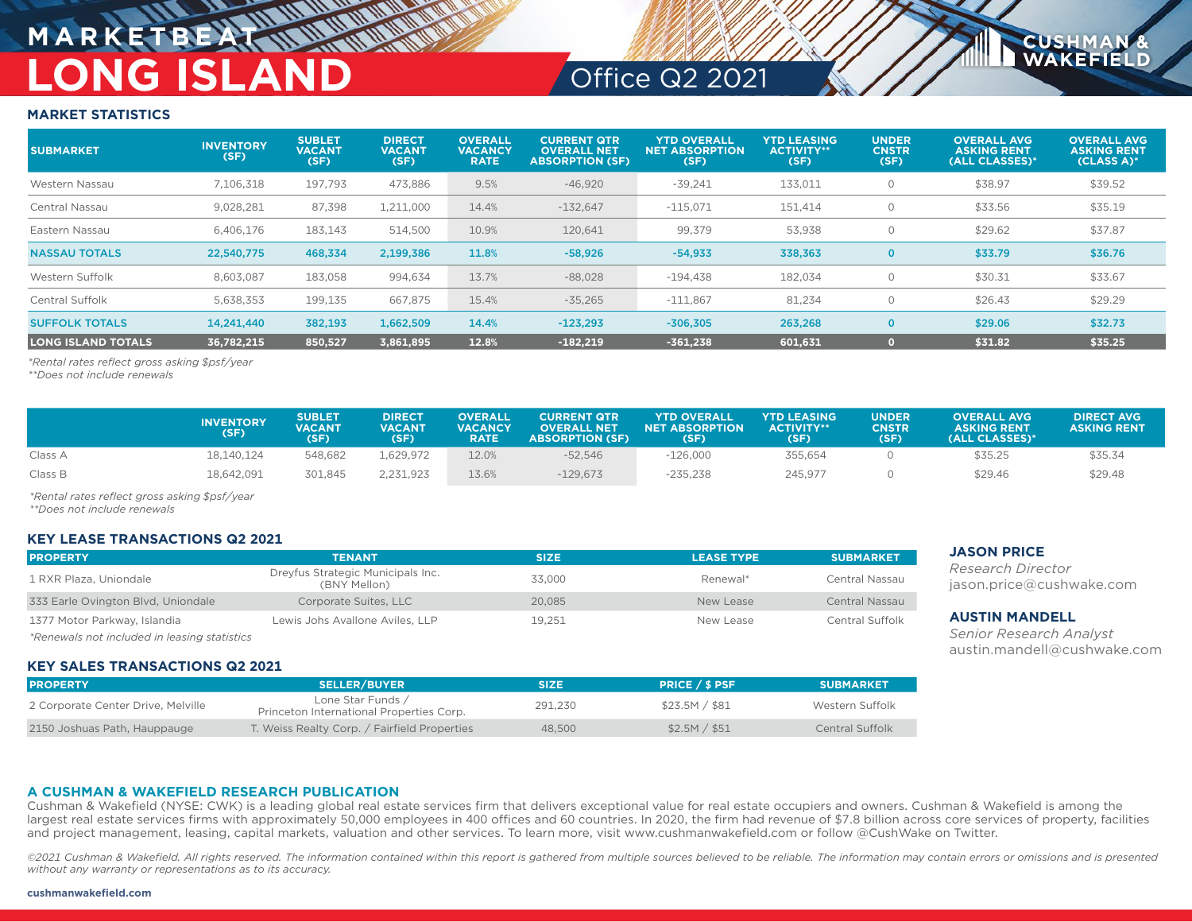# MARKETBEAT
# LONG ISLAND
## Office Q2 2021

### MARKET STATISTICS

| SUBMARKET | INVENTORY (SF) | SUBLET VACANT (SF) | DIRECT VACANT (SF) | OVERALL VACANCY RATE | CURRENT QTR OVERALL NET ABSORPTION (SF) | YTD OVERALL NET ABSORPTION (SF) | YTD LEASING ACTIVITY** (SF) | UNDER CNSTR (SF) | OVERALL AVG ASKING RENT (ALL CLASSES)* | OVERALL AVG ASKING RENT (CLASS A)* |
|---|---|---|---|---|---|---|---|---|---|---|
| Western Nassau | 7,106,318 | 197,793 | 473,886 | 9.5% | -46,920 | -39,241 | 133,011 | 0 | $38.97 | $39.52 |
| Central Nassau | 9,028,281 | 87,398 | 1,211,000 | 14.4% | -132,647 | -115,071 | 151,414 | 0 | $33.56 | $35.19 |
| Eastern Nassau | 6,406,176 | 183,143 | 514,500 | 10.9% | 120,641 | 99,379 | 53,938 | 0 | $29.62 | $37.87 |
| **NASSAU TOTALS** | **22,540,775** | **468,334** | **2,199,386** | **11.8%** | **-58,926** | **-54,933** | **338,363** | **0** | **$33.79** | **$36.76** |
| Western Suffolk | 8,603,087 | 183,058 | 994,634 | 13.7% | -88,028 | -194,438 | 182,034 | 0 | $30.31 | $33.67 |
| Central Suffolk | 5,638,353 | 199,135 | 667,875 | 15.4% | -35,265 | -111,867 | 81,234 | 0 | $26.43 | $29.29 |
| **SUFFOLK TOTALS** | **14,241,440** | **382,193** | **1,662,509** | **14.4%** | **-123,293** | **-306,305** | **263,268** | **0** | **$29.06** | **$32.73** |
| **LONG ISLAND TOTALS** | **36,782,215** | **850,527** | **3,861,895** | **12.8%** | **-182,219** | **-361,238** | **601,631** | **0** | **$31.82** | **$35.25** |

*Rental rates reflect gross asking $psf/year
**Does not include renewals

| | INVENTORY (SF) | SUBLET VACANT (SF) | DIRECT VACANT (SF) | OVERALL VACANCY RATE | CURRENT QTR OVERALL NET ABSORPTION (SF) | YTD OVERALL NET ABSORPTION (SF) | YTD LEASING ACTIVITY** (SF) | UNDER CNSTR (SF) | OVERALL AVG ASKING RENT (ALL CLASSES)* | DIRECT AVG ASKING RENT |
|---|---|---|---|---|---|---|---|---|---|---|
| Class A | 18,140,124 | 548,682 | 1,629,972 | 12.0% | -52,546 | -126,000 | 355,654 | 0 | $35.25 | $35.34 |
| Class B | 18,642,091 | 301,845 | 2,231,923 | 13.6% | -129,673 | -235,238 | 245,977 | 0 | $29.46 | $29.48 |

*Rental rates reflect gross asking $psf/year
**Does not include renewals

### KEY LEASE TRANSACTIONS Q2 2021

| PROPERTY | TENANT | SIZE | LEASE TYPE | SUBMARKET |
|---|---|---|---|---|
| 1 RXR Plaza, Uniondale | Dreyfus Strategic Municipals Inc. (BNY Mellon) | 33,000 | Renewal* | Central Nassau |
| 333 Earle Ovington Blvd, Uniondale | Corporate Suites, LLC | 20,085 | New Lease | Central Nassau |
| 1377 Motor Parkway, Islandia | Lewis Johs Avallone Aviles, LLP | 19,251 | New Lease | Central Suffolk |

*Renewals not included in leasing statistics

### KEY SALES TRANSACTIONS Q2 2021

| PROPERTY | SELLER/BUYER | SIZE | PRICE / $ PSF | SUBMARKET |
|---|---|---|---|---|
| 2 Corporate Center Drive, Melville | Lone Star Funds / Princeton International Properties Corp. | 291,230 | $23.5M / $81 | Western Suffolk |
| 2150 Joshuas Path, Hauppauge | T. Weiss Realty Corp. / Fairfield Properties | 48,500 | $2.5M / $51 | Central Suffolk |

**JASON PRICE**
*Research Director*
jason.price@cushwake.com

**AUSTIN MANDELL**
*Senior Research Analyst*
austin.mandell@cushwake.com

### A CUSHMAN & WAKEFIELD RESEARCH PUBLICATION

Cushman & Wakefield (NYSE: CWK) is a leading global real estate services firm that delivers exceptional value for real estate occupiers and owners. Cushman & Wakefield is among the largest real estate services firms with approximately 50,000 employees in 400 offices and 60 countries. In 2020, the firm had revenue of $7.8 billion across core services of property, facilities and project management, leasing, capital markets, valuation and other services. To learn more, visit www.cushmanwakefield.com or follow @CushWake on Twitter.

*©2021 Cushman & Wakefield. All rights reserved. The information contained within this report is gathered from multiple sources believed to be reliable. The information may contain errors or omissions and is presented without any warranty or representations as to its accuracy.*

**cushmanwakefield.com**